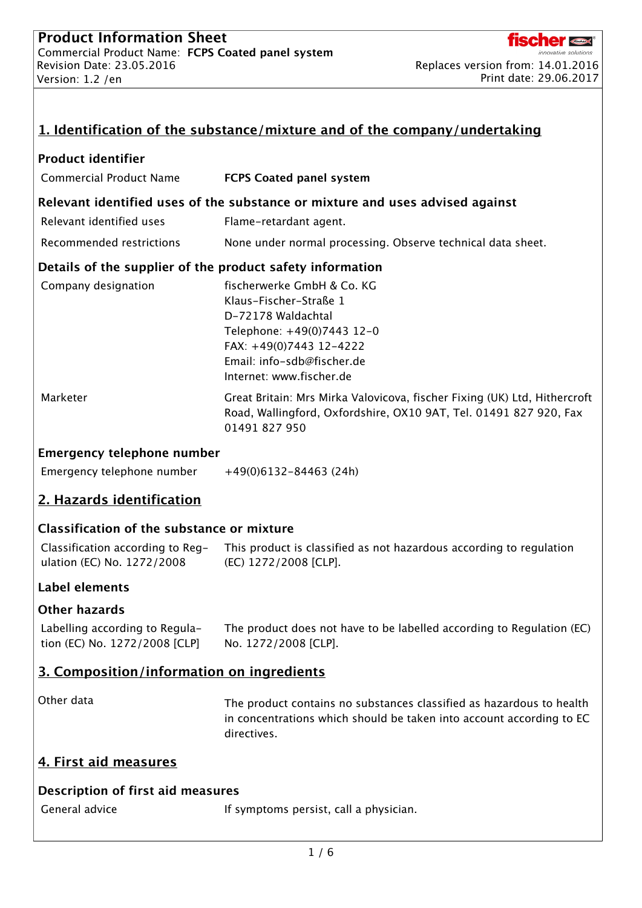**Product Information Sheet**
Commercial Product Name: **FCPS Coated panel system**
Revision Date: 23.05.2016
Version: 1.2 /en

Replaces version from: 14.01.2016
Print date: 29.06.2017

## 1. Identification of the substance/mixture and of the company/undertaking

### Product identifier

| | |
|---|---|
| Commercial Product Name | **FCPS Coated panel system** |

### Relevant identified uses of the substance or mixture and uses advised against

| | |
|---|---|
| Relevant identified uses | Flame-retardant agent. |
| Recommended restrictions | None under normal processing. Observe technical data sheet. |

### Details of the supplier of the product safety information

| | |
|---|---|
| Company designation | fischerwerke GmbH & Co. KG<br>Klaus-Fischer-Straße 1<br>D-72178 Waldachtal<br>Telephone: +49(0)7443 12-0<br>FAX: +49(0)7443 12-4222<br>Email: info-sdb@fischer.de<br>Internet: www.fischer.de |
| Marketer | Great Britain: Mrs Mirka Valovicova, fischer Fixing (UK) Ltd, Hithercroft Road, Wallingford, Oxfordshire, OX10 9AT, Tel. 01491 827 920, Fax 01491 827 950 |

### Emergency telephone number

| | |
|---|---|
| Emergency telephone number | +49(0)6132-84463 (24h) |

## 2. Hazards identification

### Classification of the substance or mixture

| | |
|---|---|
| Classification according to Regulation (EC) No. 1272/2008 | This product is classified as not hazardous according to regulation (EC) 1272/2008 [CLP]. |

### Label elements

### Other hazards

| | |
|---|---|
| Labelling according to Regulation (EC) No. 1272/2008 [CLP] | The product does not have to be labelled according to Regulation (EC) No. 1272/2008 [CLP]. |

## 3. Composition/information on ingredients

| | |
|---|---|
| Other data | The product contains no substances classified as hazardous to health in concentrations which should be taken into account according to EC directives. |

## 4. First aid measures

### Description of first aid measures

| | |
|---|---|
| General advice | If symptoms persist, call a physician. |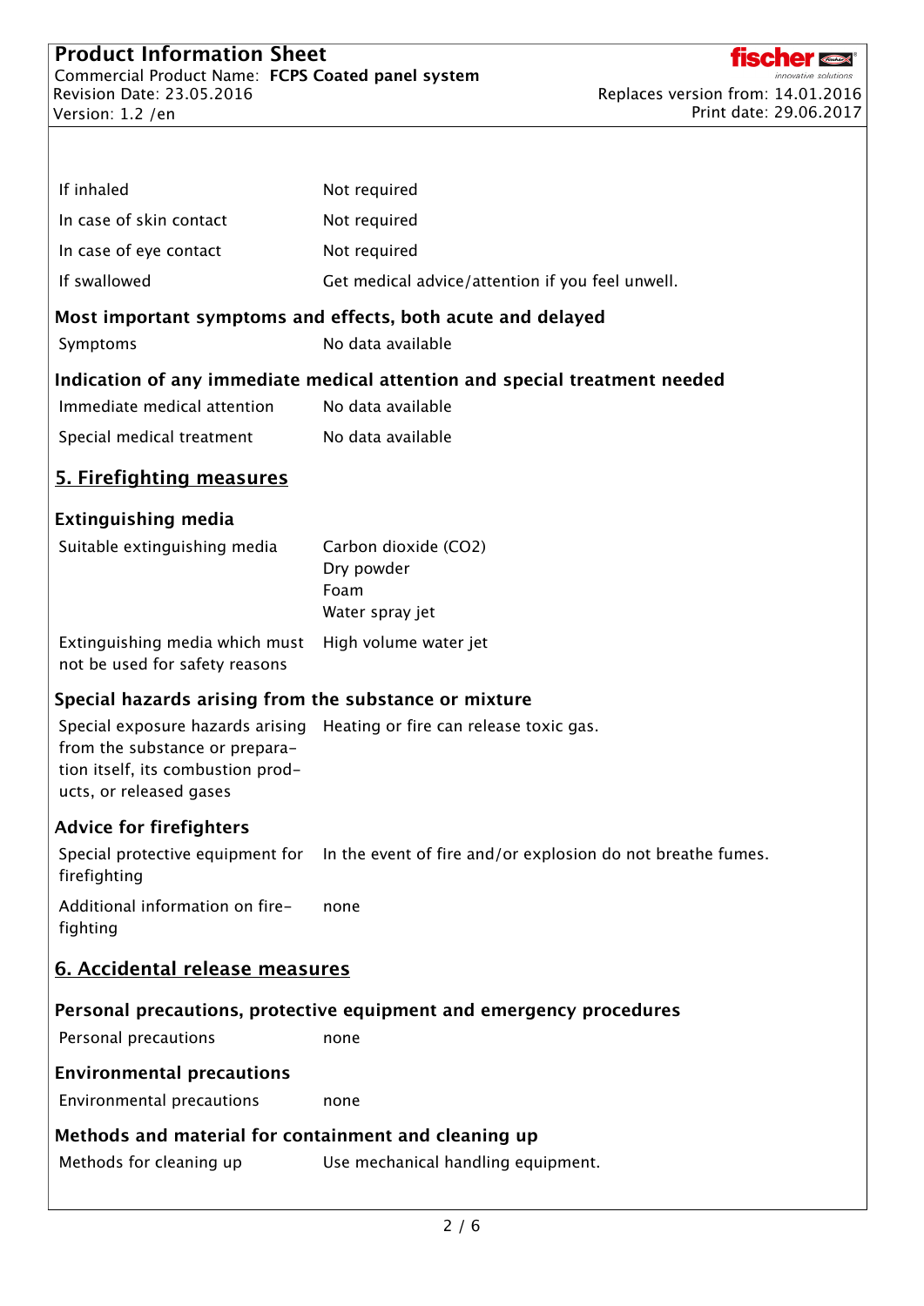| | |
|---|---|
| If inhaled | Not required |
| In case of skin contact | Not required |
| In case of eye contact | Not required |
| If swallowed | Get medical advice/attention if you feel unwell. |

### Most important symptoms and effects, both acute and delayed

| | |
|---|---|
| Symptoms | No data available |

### Indication of any immediate medical attention and special treatment needed

| | |
|---|---|
| Immediate medical attention | No data available |
| Special medical treatment | No data available |

## 5. Firefighting measures

### Extinguishing media

| | |
|---|---|
| Suitable extinguishing media | Carbon dioxide ($CO_2$)<br>Dry powder<br>Foam<br>Water spray jet |
| Extinguishing media which must not be used for safety reasons | High volume water jet |

### Special hazards arising from the substance or mixture

| | |
|---|---|
| Special exposure hazards arising from the substance or preparation itself, its combustion products, or released gases | Heating or fire can release toxic gas. |

### Advice for firefighters

| | |
|---|---|
| Special protective equipment for firefighting | In the event of fire and/or explosion do not breathe fumes. |
| Additional information on firefighting | none |

## 6. Accidental release measures

### Personal precautions, protective equipment and emergency procedures

| | |
|---|---|
| Personal precautions | none |

### Environmental precautions

| | |
|---|---|
| Environmental precautions | none |

### Methods and material for containment and cleaning up

| | |
|---|---|
| Methods for cleaning up | Use mechanical handling equipment. |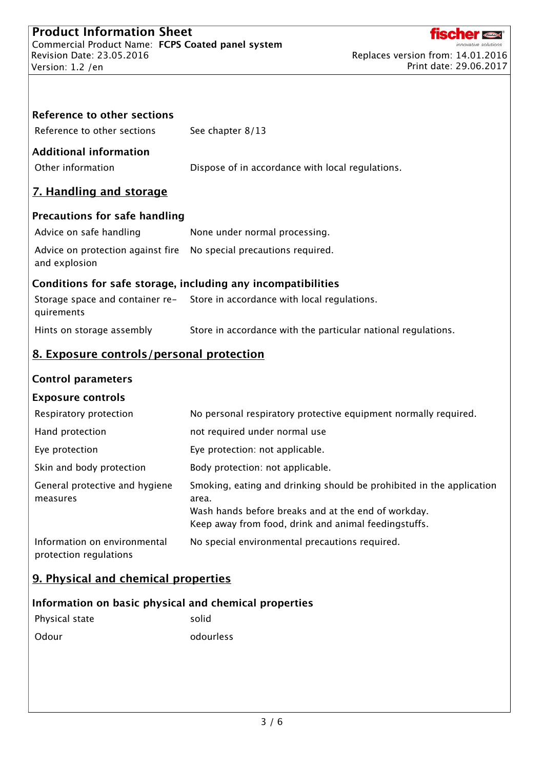### Reference to other sections

| | |
|---|---|
| Reference to other sections | See chapter 8/13 |

### Additional information

| | |
|---|---|
| Other information | Dispose of in accordance with local regulations. |

## 7. Handling and storage

### Precautions for safe handling

| | |
|---|---|
| Advice on safe handling | None under normal processing. |
| Advice on protection against fire and explosion | No special precautions required. |

### Conditions for safe storage, including any incompatibilities

| | |
|---|---|
| Storage space and container requirements | Store in accordance with local regulations. |
| Hints on storage assembly | Store in accordance with the particular national regulations. |

## 8. Exposure controls/personal protection

### Control parameters

### Exposure controls

| | |
|---|---|
| Respiratory protection | No personal respiratory protective equipment normally required. |
| Hand protection | not required under normal use |
| Eye protection | Eye protection: not applicable. |
| Skin and body protection | Body protection: not applicable. |
| General protective and hygiene measures | Smoking, eating and drinking should be prohibited in the application area.<br>Wash hands before breaks and at the end of workday.<br>Keep away from food, drink and animal feedingstuffs. |
| Information on environmental protection regulations | No special environmental precautions required. |

## 9. Physical and chemical properties

### Information on basic physical and chemical properties

| | |
|---|---|
| Physical state | solid |
| Odour | odourless |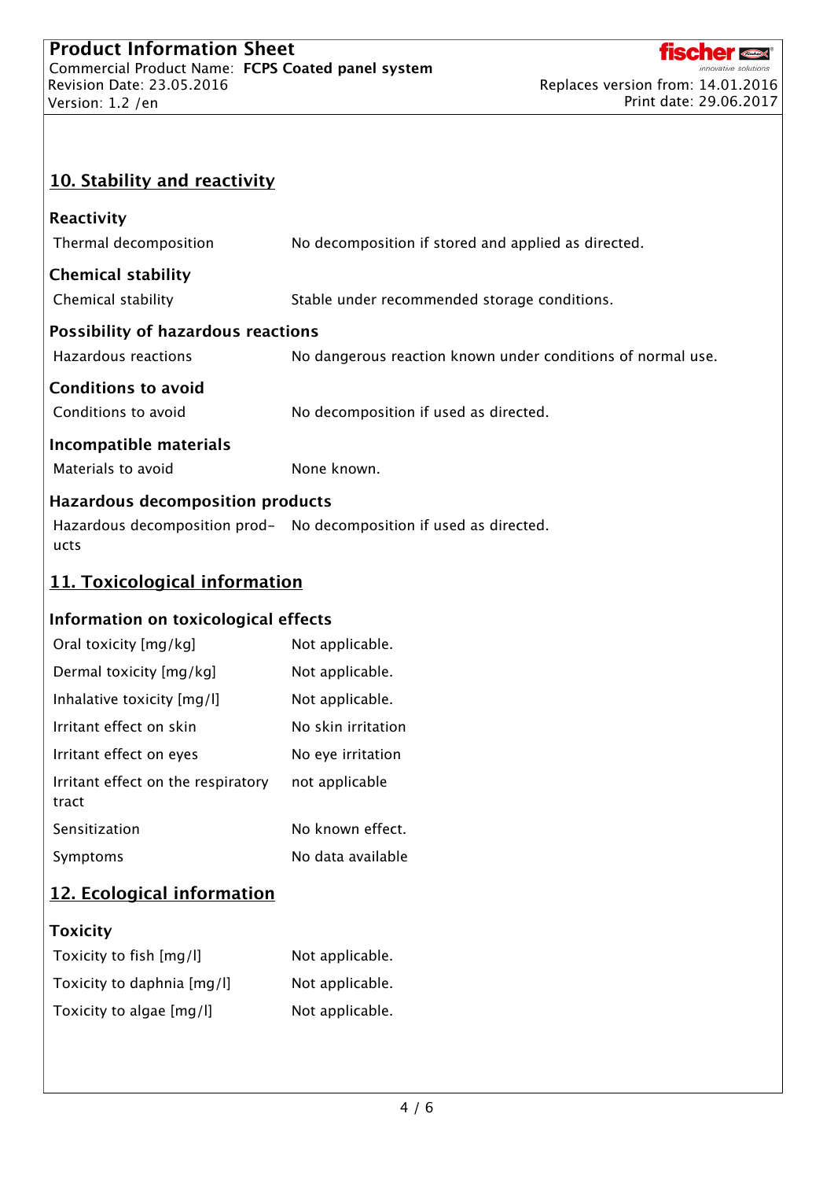## 10. Stability and reactivity

### Reactivity

| | |
|---|---|
| Thermal decomposition | No decomposition if stored and applied as directed. |

### Chemical stability

| | |
|---|---|
| Chemical stability | Stable under recommended storage conditions. |

### Possibility of hazardous reactions

| | |
|---|---|
| Hazardous reactions | No dangerous reaction known under conditions of normal use. |

### Conditions to avoid

| | |
|---|---|
| Conditions to avoid | No decomposition if used as directed. |

### Incompatible materials

| | |
|---|---|
| Materials to avoid | None known. |

### Hazardous decomposition products

| | |
|---|---|
| Hazardous decomposition products | No decomposition if used as directed. |

## 11. Toxicological information

### Information on toxicological effects

| | |
|---|---|
| Oral toxicity [mg/kg] | Not applicable. |
| Dermal toxicity [mg/kg] | Not applicable. |
| Inhalative toxicity [mg/l] | Not applicable. |
| Irritant effect on skin | No skin irritation |
| Irritant effect on eyes | No eye irritation |
| Irritant effect on the respiratory tract | not applicable |
| Sensitization | No known effect. |
| Symptoms | No data available |

## 12. Ecological information

### Toxicity

| | |
|---|---|
| Toxicity to fish [mg/l] | Not applicable. |
| Toxicity to daphnia [mg/l] | Not applicable. |
| Toxicity to algae [mg/l] | Not applicable. |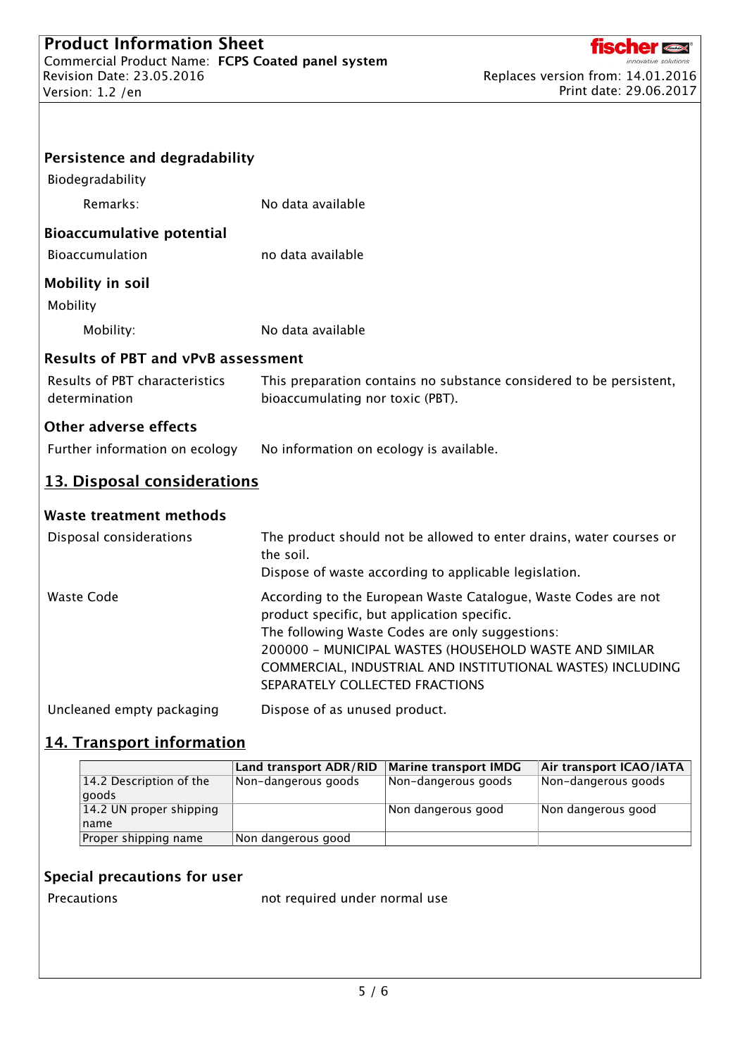### Persistence and degradability

Biodegradability

| | |
|---|---|
| Remarks: | No data available |

### Bioaccumulative potential

| | |
|---|---|
| Bioaccumulation | no data available |

### Mobility in soil

Mobility

| | |
|---|---|
| Mobility: | No data available |

### Results of PBT and vPvB assessment

| | |
|---|---|
| Results of PBT characteristics determination | This preparation contains no substance considered to be persistent, bioaccumulating nor toxic (PBT). |

### Other adverse effects

| | |
|---|---|
| Further information on ecology | No information on ecology is available. |

## 13. Disposal considerations

### Waste treatment methods

| | |
|---|---|
| Disposal considerations | The product should not be allowed to enter drains, water courses or the soil.<br>Dispose of waste according to applicable legislation. |
| Waste Code | According to the European Waste Catalogue, Waste Codes are not product specific, but application specific.<br>The following Waste Codes are only suggestions:<br>200000 - MUNICIPAL WASTES (HOUSEHOLD WASTE AND SIMILAR COMMERCIAL, INDUSTRIAL AND INSTITUTIONAL WASTES) INCLUDING SEPARATELY COLLECTED FRACTIONS |
| Uncleaned empty packaging | Dispose of as unused product. |

## 14. Transport information

| | Land transport ADR/RID | Marine transport IMDG | Air transport ICAO/IATA |
|---|---|---|---|
| 14.2 Description of the goods | Non-dangerous goods | Non-dangerous goods | Non-dangerous goods |
| 14.2 UN proper shipping name | | Non dangerous good | Non dangerous good |
| Proper shipping name | Non dangerous good | | |

### Special precautions for user

| | |
|---|---|
| Precautions | not required under normal use |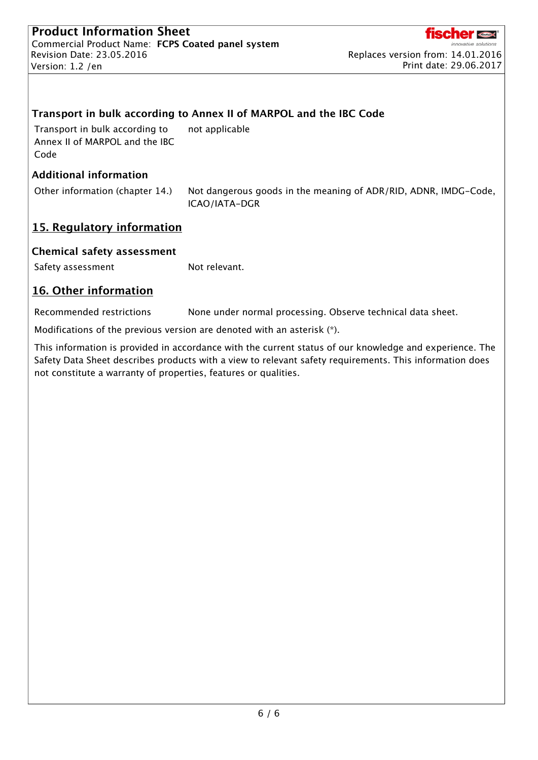### Transport in bulk according to Annex II of MARPOL and the IBC Code

| | |
|---|---|
| Transport in bulk according to Annex II of MARPOL and the IBC Code | not applicable |

### Additional information

| | |
|---|---|
| Other information (chapter 14.) | Not dangerous goods in the meaning of ADR/RID, ADNR, IMDG-Code, ICAO/IATA-DGR |

## 15. Regulatory information

### Chemical safety assessment

| | |
|---|---|
| Safety assessment | Not relevant. |

## 16. Other information

| | |
|---|---|
| Recommended restrictions | None under normal processing. Observe technical data sheet. |

Modifications of the previous version are denoted with an asterisk (*).

This information is provided in accordance with the current status of our knowledge and experience. The Safety Data Sheet describes products with a view to relevant safety requirements. This information does not constitute a warranty of properties, features or qualities.